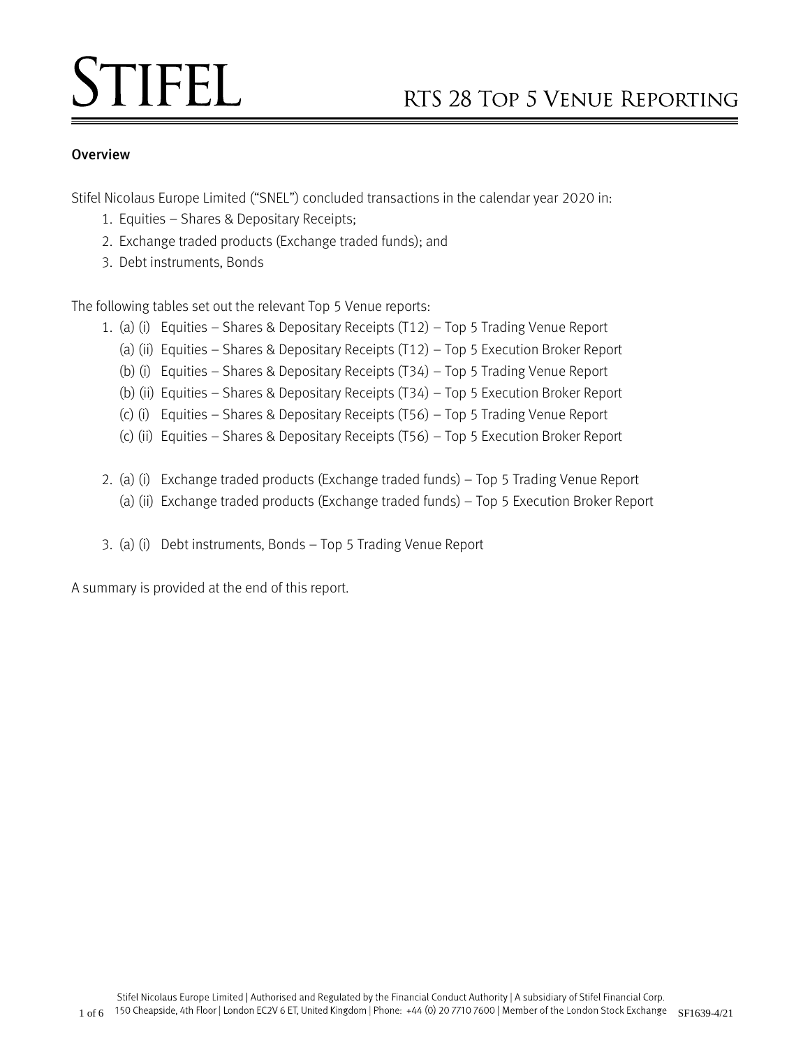# STIFEL

## RTS 28 Top 5 Venue Reporting

**Overview**

Stifel Nicolaus Europe Limited ("SNEL") concluded transactions in the calendar year 2020 in:

1. Equities – Shares & Depositary Receipts;
2. Exchange traded products (Exchange traded funds); and
3. Debt instruments, Bonds

The following tables set out the relevant Top 5 Venue reports:

1. (a) (i) Equities – Shares & Depositary Receipts (T12) – Top 5 Trading Venue Report
   (a) (ii) Equities – Shares & Depositary Receipts (T12) – Top 5 Execution Broker Report
   (b) (i) Equities – Shares & Depositary Receipts (T34) – Top 5 Trading Venue Report
   (b) (ii) Equities – Shares & Depositary Receipts (T34) – Top 5 Execution Broker Report
   (c) (i) Equities – Shares & Depositary Receipts (T56) – Top 5 Trading Venue Report
   (c) (ii) Equities – Shares & Depositary Receipts (T56) – Top 5 Execution Broker Report

2. (a) (i) Exchange traded products (Exchange traded funds) – Top 5 Trading Venue Report
   (a) (ii) Exchange traded products (Exchange traded funds) – Top 5 Execution Broker Report

3. (a) (i) Debt instruments, Bonds – Top 5 Trading Venue Report

A summary is provided at the end of this report.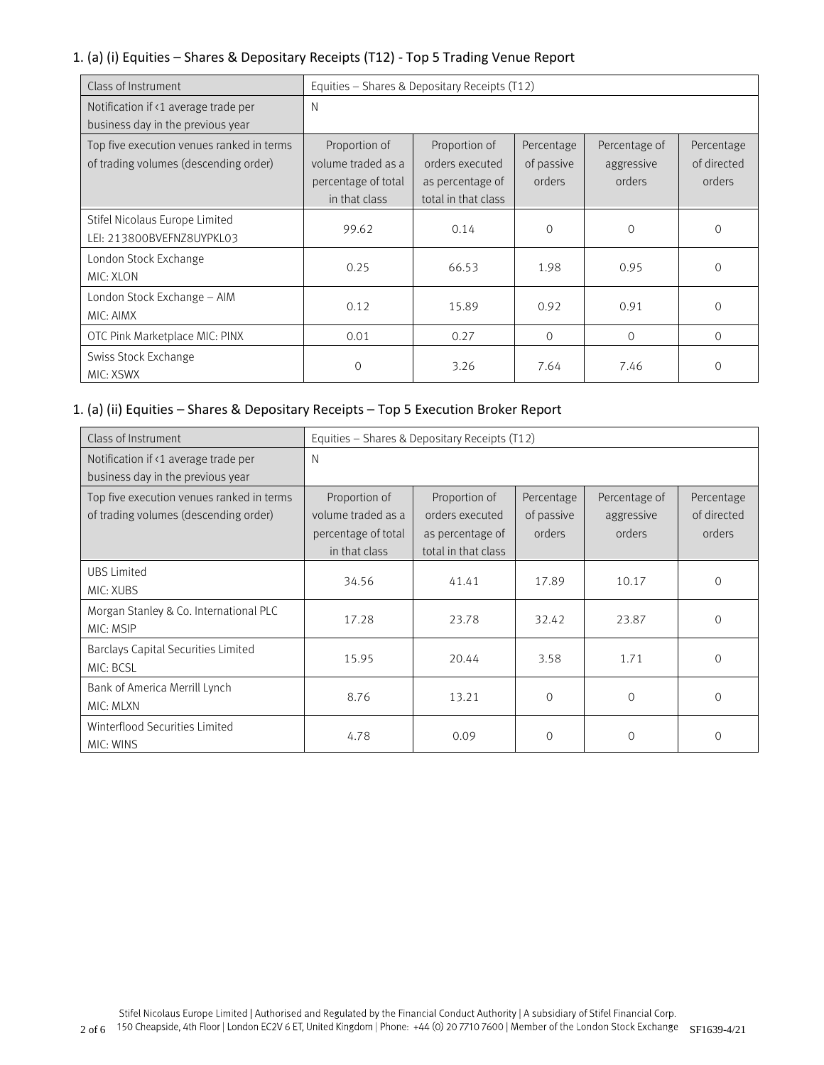## 1. (a) (i) Equities – Shares & Depositary Receipts (T12) - Top 5 Trading Venue Report

| Class of Instrument | Equities – Shares & Depositary Receipts (T12) | | | | |
|---|---|---|---|---|---|
| Notification if <1 average trade per business day in the previous year | N | | | | |
| Top five execution venues ranked in terms of trading volumes (descending order) | Proportion of volume traded as a percentage of total in that class | Proportion of orders executed as percentage of total in that class | Percentage of passive orders | Percentage of aggressive orders | Percentage of directed orders |
| Stifel Nicolaus Europe Limited LEI: 213800BVEFNZ8UYPKL03 | 99.62 | 0.14 | 0 | 0 | 0 |
| London Stock Exchange MIC: XLON | 0.25 | 66.53 | 1.98 | 0.95 | 0 |
| London Stock Exchange – AIM MIC: AIMX | 0.12 | 15.89 | 0.92 | 0.91 | 0 |
| OTC Pink Marketplace MIC: PINX | 0.01 | 0.27 | 0 | 0 | 0 |
| Swiss Stock Exchange MIC: XSWX | 0 | 3.26 | 7.64 | 7.46 | 0 |

## 1. (a) (ii) Equities – Shares & Depositary Receipts – Top 5 Execution Broker Report

| Class of Instrument | Equities – Shares & Depositary Receipts (T12) | | | | |
|---|---|---|---|---|---|
| Notification if <1 average trade per business day in the previous year | N | | | | |
| Top five execution venues ranked in terms of trading volumes (descending order) | Proportion of volume traded as a percentage of total in that class | Proportion of orders executed as percentage of total in that class | Percentage of passive orders | Percentage of aggressive orders | Percentage of directed orders |
| UBS Limited MIC: XUBS | 34.56 | 41.41 | 17.89 | 10.17 | 0 |
| Morgan Stanley & Co. International PLC MIC: MSIP | 17.28 | 23.78 | 32.42 | 23.87 | 0 |
| Barclays Capital Securities Limited MIC: BCSL | 15.95 | 20.44 | 3.58 | 1.71 | 0 |
| Bank of America Merrill Lynch MIC: MLXN | 8.76 | 13.21 | 0 | 0 | 0 |
| Winterflood Securities Limited MIC: WINS | 4.78 | 0.09 | 0 | 0 | 0 |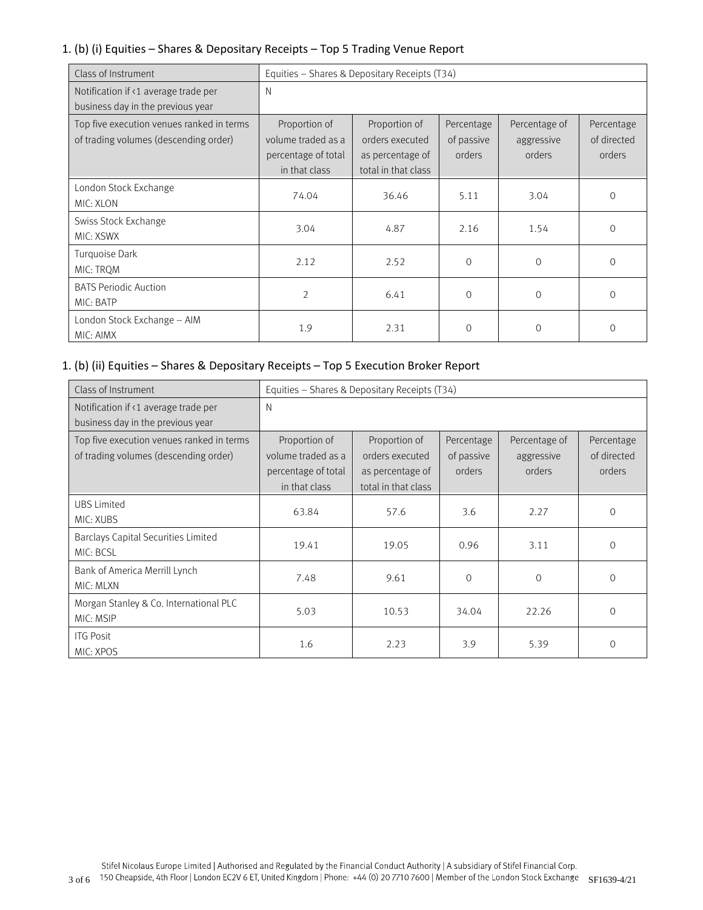## 1. (b) (i) Equities – Shares & Depositary Receipts – Top 5 Trading Venue Report

| Class of Instrument | Equities – Shares & Depositary Receipts (T34) | | | | |
|---|---|---|---|---|---|
| Notification if <1 average trade per business day in the previous year | N | | | | |
| Top five execution venues ranked in terms of trading volumes (descending order) | Proportion of volume traded as a percentage of total in that class | Proportion of orders executed as percentage of total in that class | Percentage of passive orders | Percentage of aggressive orders | Percentage of directed orders |
| London Stock Exchange<br>MIC: XLON | 74.04 | 36.46 | 5.11 | 3.04 | 0 |
| Swiss Stock Exchange<br>MIC: XSWX | 3.04 | 4.87 | 2.16 | 1.54 | 0 |
| Turquoise Dark<br>MIC: TRQM | 2.12 | 2.52 | 0 | 0 | 0 |
| BATS Periodic Auction<br>MIC: BATP | 2 | 6.41 | 0 | 0 | 0 |
| London Stock Exchange – AIM<br>MIC: AIMX | 1.9 | 2.31 | 0 | 0 | 0 |

## 1. (b) (ii) Equities – Shares & Depositary Receipts – Top 5 Execution Broker Report

| Class of Instrument | Equities – Shares & Depositary Receipts (T34) | | | | |
|---|---|---|---|---|---|
| Notification if <1 average trade per business day in the previous year | N | | | | |
| Top five execution venues ranked in terms of trading volumes (descending order) | Proportion of volume traded as a percentage of total in that class | Proportion of orders executed as percentage of total in that class | Percentage of passive orders | Percentage of aggressive orders | Percentage of directed orders |
| UBS Limited<br>MIC: XUBS | 63.84 | 57.6 | 3.6 | 2.27 | 0 |
| Barclays Capital Securities Limited<br>MIC: BCSL | 19.41 | 19.05 | 0.96 | 3.11 | 0 |
| Bank of America Merrill Lynch<br>MIC: MLXN | 7.48 | 9.61 | 0 | 0 | 0 |
| Morgan Stanley & Co. International PLC<br>MIC: MSIP | 5.03 | 10.53 | 34.04 | 22.26 | 0 |
| ITG Posit<br>MIC: XPOS | 1.6 | 2.23 | 3.9 | 5.39 | 0 |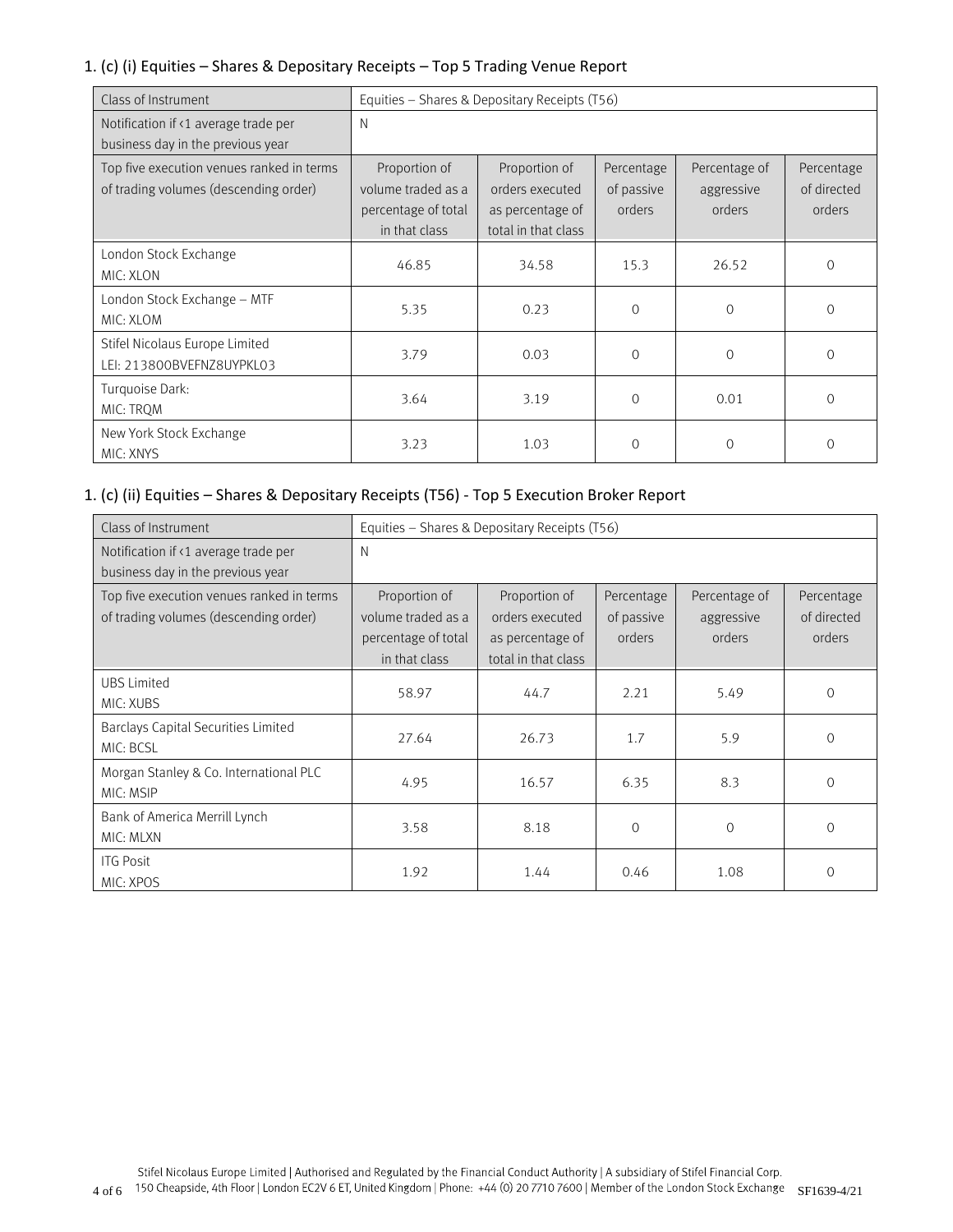## 1. (c) (i) Equities – Shares & Depositary Receipts – Top 5 Trading Venue Report

| Class of Instrument | Equities – Shares & Depositary Receipts (T56) | | | | |
|---|---|---|---|---|---|
| Notification if <1 average trade per business day in the previous year | N | | | | |
| Top five execution venues ranked in terms of trading volumes (descending order) | Proportion of volume traded as a percentage of total in that class | Proportion of orders executed as percentage of total in that class | Percentage of passive orders | Percentage of aggressive orders | Percentage of directed orders |
| London Stock Exchange MIC: XLON | 46.85 | 34.58 | 15.3 | 26.52 | 0 |
| London Stock Exchange – MTF MIC: XLOM | 5.35 | 0.23 | 0 | 0 | 0 |
| Stifel Nicolaus Europe Limited LEI: 213800BVEFNZ8UYPKL03 | 3.79 | 0.03 | 0 | 0 | 0 |
| Turquoise Dark: MIC: TRQM | 3.64 | 3.19 | 0 | 0.01 | 0 |
| New York Stock Exchange MIC: XNYS | 3.23 | 1.03 | 0 | 0 | 0 |

## 1. (c) (ii) Equities – Shares & Depositary Receipts (T56) - Top 5 Execution Broker Report

| Class of Instrument | Equities – Shares & Depositary Receipts (T56) | | | | |
|---|---|---|---|---|---|
| Notification if <1 average trade per business day in the previous year | N | | | | |
| Top five execution venues ranked in terms of trading volumes (descending order) | Proportion of volume traded as a percentage of total in that class | Proportion of orders executed as percentage of total in that class | Percentage of passive orders | Percentage of aggressive orders | Percentage of directed orders |
| UBS Limited MIC: XUBS | 58.97 | 44.7 | 2.21 | 5.49 | 0 |
| Barclays Capital Securities Limited MIC: BCSL | 27.64 | 26.73 | 1.7 | 5.9 | 0 |
| Morgan Stanley & Co. International PLC MIC: MSIP | 4.95 | 16.57 | 6.35 | 8.3 | 0 |
| Bank of America Merrill Lynch MIC: MLXN | 3.58 | 8.18 | 0 | 0 | 0 |
| ITG Posit MIC: XPOS | 1.92 | 1.44 | 0.46 | 1.08 | 0 |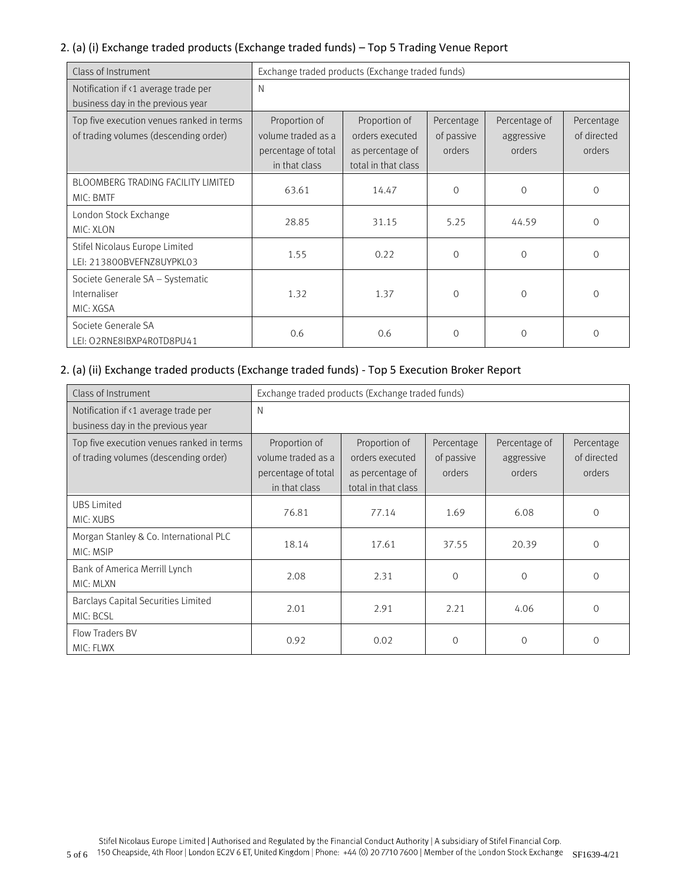## 2. (a) (i) Exchange traded products (Exchange traded funds) – Top 5 Trading Venue Report

| Class of Instrument | Exchange traded products (Exchange traded funds) | | | | |
|---|---|---|---|---|---|
| Notification if <1 average trade per business day in the previous year | N | | | | |
| Top five execution venues ranked in terms of trading volumes (descending order) | Proportion of volume traded as a percentage of total in that class | Proportion of orders executed as percentage of total in that class | Percentage of passive orders | Percentage of aggressive orders | Percentage of directed orders |
| BLOOMBERG TRADING FACILITY LIMITED MIC: BMTF | 63.61 | 14.47 | 0 | 0 | 0 |
| London Stock Exchange MIC: XLON | 28.85 | 31.15 | 5.25 | 44.59 | 0 |
| Stifel Nicolaus Europe Limited LEI: 213800BVEFNZ8UYPKL03 | 1.55 | 0.22 | 0 | 0 | 0 |
| Societe Generale SA – Systematic Internaliser MIC: XGSA | 1.32 | 1.37 | 0 | 0 | 0 |
| Societe Generale SA LEI: O2RNE8IBXP4R0TD8PU41 | 0.6 | 0.6 | 0 | 0 | 0 |

## 2. (a) (ii) Exchange traded products (Exchange traded funds) - Top 5 Execution Broker Report

| Class of Instrument | Exchange traded products (Exchange traded funds) | | | | |
|---|---|---|---|---|---|
| Notification if <1 average trade per business day in the previous year | N | | | | |
| Top five execution venues ranked in terms of trading volumes (descending order) | Proportion of volume traded as a percentage of total in that class | Proportion of orders executed as percentage of total in that class | Percentage of passive orders | Percentage of aggressive orders | Percentage of directed orders |
| UBS Limited MIC: XUBS | 76.81 | 77.14 | 1.69 | 6.08 | 0 |
| Morgan Stanley & Co. International PLC MIC: MSIP | 18.14 | 17.61 | 37.55 | 20.39 | 0 |
| Bank of America Merrill Lynch MIC: MLXN | 2.08 | 2.31 | 0 | 0 | 0 |
| Barclays Capital Securities Limited MIC: BCSL | 2.01 | 2.91 | 2.21 | 4.06 | 0 |
| Flow Traders BV MIC: FLWX | 0.92 | 0.02 | 0 | 0 | 0 |

Stifel Nicolaus Europe Limited | Authorised and Regulated by the Financial Conduct Authority | A subsidiary of Stifel Financial Corp.
150 Cheapside, 4th Floor | London EC2V 6ET, United Kingdom | Phone: +44 (0) 20 7710 7600 | Member of the London Stock Exchange SF1639-4/21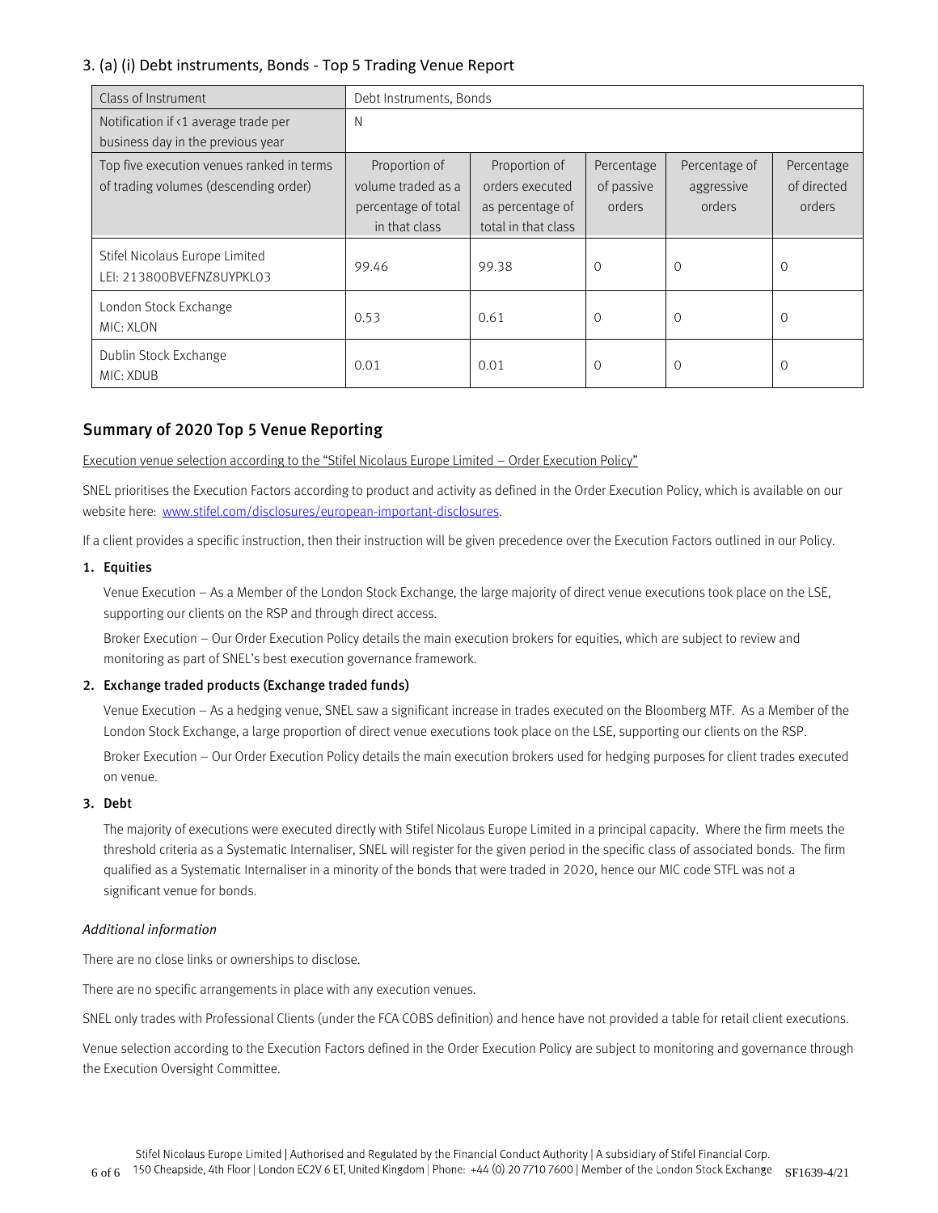### 3. (a) (i) Debt instruments, Bonds - Top 5 Trading Venue Report

| Class of Instrument | Debt Instruments, Bonds | | | | |
|---|---|---|---|---|---|
| Notification if <1 average trade per business day in the previous year | N | | | | |
| Top five execution venues ranked in terms of trading volumes (descending order) | Proportion of volume traded as a percentage of total in that class | Proportion of orders executed as percentage of total in that class | Percentage of passive orders | Percentage of aggressive orders | Percentage of directed orders |
| Stifel Nicolaus Europe Limited LEI: 213800BVEFNZ8UYPKL03 | 99.46 | 99.38 | 0 | 0 | 0 |
| London Stock Exchange MIC: XLON | 0.53 | 0.61 | 0 | 0 | 0 |
| Dublin Stock Exchange MIC: XDUB | 0.01 | 0.01 | 0 | 0 | 0 |

## Summary of 2020 Top 5 Venue Reporting

Execution venue selection according to the "Stifel Nicolaus Europe Limited – Order Execution Policy"

SNEL prioritises the Execution Factors according to product and activity as defined in the Order Execution Policy, which is available on our website here: [www.stifel.com/disclosures/european-important-disclosures](www.stifel.com/disclosures/european-important-disclosures).

If a client provides a specific instruction, then their instruction will be given precedence over the Execution Factors outlined in our Policy.

**1. Equities**

Venue Execution – As a Member of the London Stock Exchange, the large majority of direct venue executions took place on the LSE, supporting our clients on the RSP and through direct access.

Broker Execution – Our Order Execution Policy details the main execution brokers for equities, which are subject to review and monitoring as part of SNEL's best execution governance framework.

**2. Exchange traded products (Exchange traded funds)**

Venue Execution – As a hedging venue, SNEL saw a significant increase in trades executed on the Bloomberg MTF. As a Member of the London Stock Exchange, a large proportion of direct venue executions took place on the LSE, supporting our clients on the RSP.

Broker Execution – Our Order Execution Policy details the main execution brokers used for hedging purposes for client trades executed on venue.

**3. Debt**

The majority of executions were executed directly with Stifel Nicolaus Europe Limited in a principal capacity. Where the firm meets the threshold criteria as a Systematic Internaliser, SNEL will register for the given period in the specific class of associated bonds. The firm qualified as a Systematic Internaliser in a minority of the bonds that were traded in 2020, hence our MIC code STFL was not a significant venue for bonds.

*Additional information*

There are no close links or ownerships to disclose.

There are no specific arrangements in place with any execution venues.

SNEL only trades with Professional Clients (under the FCA COBS definition) and hence have not provided a table for retail client executions.

Venue selection according to the Execution Factors defined in the Order Execution Policy are subject to monitoring and governance through the Execution Oversight Committee.

Stifel Nicolaus Europe Limited | Authorised and Regulated by the Financial Conduct Authority | A subsidiary of Stifel Financial Corp.
150 Cheapside, 4th Floor | London EC2V 6 ET, United Kingdom | Phone: +44 (0) 20 7710 7600 | Member of the London Stock Exchange SF1639-4/21